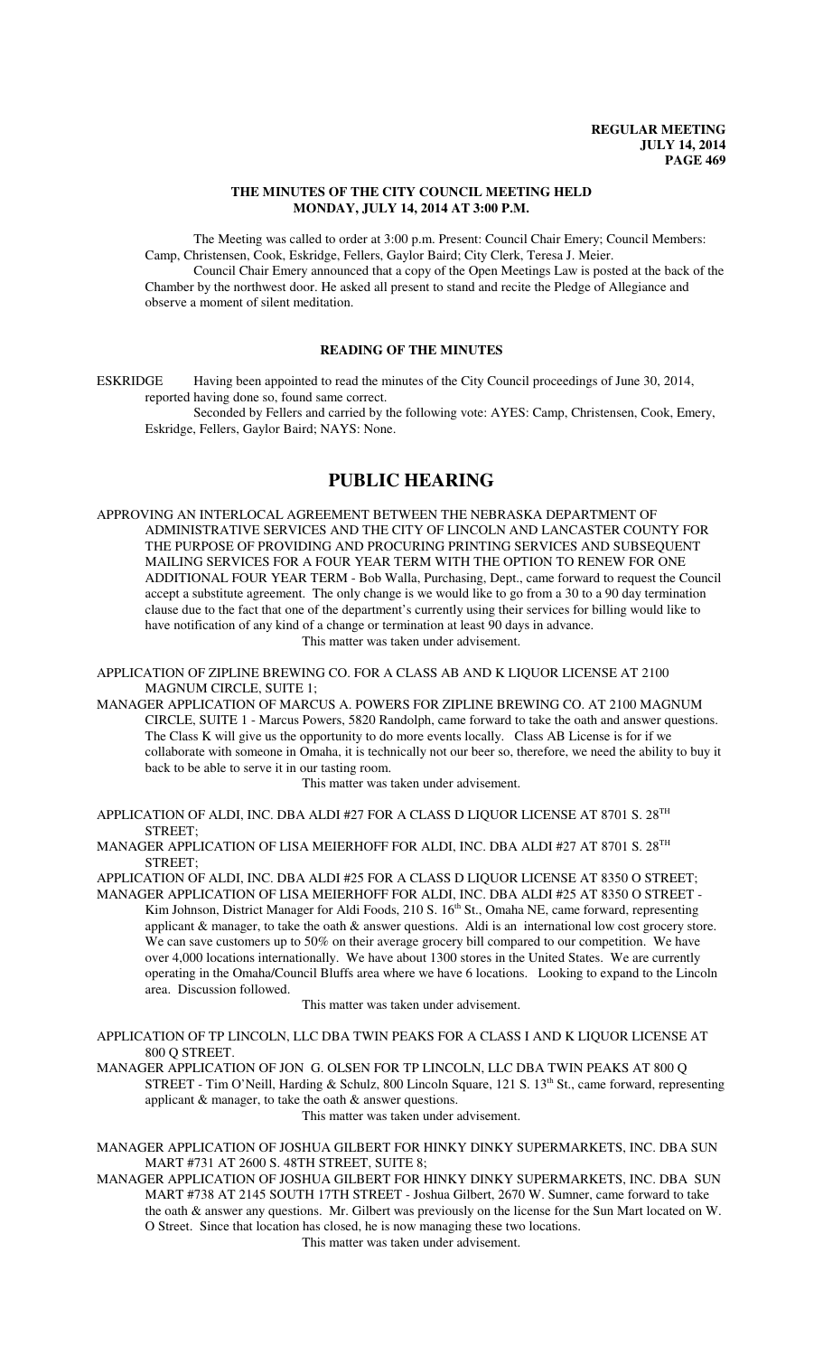# THE MINUTES OF THE CITY COUNCIL MEETING HELD MONDAY, JULY 14, 2014 AT 3:00 P.M.

The Meeting was called to order at 3:00 p.m. Present: Council Chair Emery; Council Members: Camp, Christensen, Cook, Eskridge, Fellers, Gaylor Baird; City Clerk, Teresa J. Meier.

Council Chair Emery announced that a copy of the Open Meetings Law is posted at the back of the Chamber by the northwest door. He asked all present to stand and recite the Pledge of Allegiance and observe a moment of silent meditation.

## READING OF THE MINUTES

ESKRIDGE Having been appointed to read the minutes of the City Council proceedings of June 30, 2014, reported having done so, found same correct.

Seconded by Fellers and carried by the following vote: AYES: Camp, Christensen, Cook, Emery, Eskridge, Fellers, Gaylor Baird; NAYS: None.

# PUBLIC HEARING

APPROVING AN INTERLOCAL AGREEMENT BETWEEN THE NEBRASKA DEPARTMENT OF ADMINISTRATIVE SERVICES AND THE CITY OF LINCOLN AND LANCASTER COUNTY FOR THE PURPOSE OF PROVIDING AND PROCURING PRINTING SERVICES AND SUBSEQUENT MAILING SERVICES FOR A FOUR YEAR TERM WITH THE OPTION TO RENEW FOR ONE ADDITIONAL FOUR YEAR TERM - Bob Walla, Purchasing, Dept., came forward to request the Council accept a substitute agreement. The only change is we would like to go from a 30 to a 90 day termination clause due to the fact that one of the department's currently using their services for billing would like to have notification of any kind of a change or termination at least 90 days in advance.

This matter was taken under advisement.

APPLICATION OF ZIPLINE BREWING CO. FOR A CLASS AB AND K LIQUOR LICENSE AT 2100 MAGNUM CIRCLE, SUITE 1;

MANAGER APPLICATION OF MARCUS A. POWERS FOR ZIPLINE BREWING CO. AT 2100 MAGNUM CIRCLE, SUITE 1 - Marcus Powers, 5820 Randolph, came forward to take the oath and answer questions. The Class K will give us the opportunity to do more events locally. Class AB License is for if we collaborate with someone in Omaha, it is technically not our beer so, therefore, we need the ability to buy it back to be able to serve it in our tasting room.

This matter was taken under advisement.

APPLICATION OF ALDI, INC. DBA ALDI #27 FOR A CLASS D LIQUOR LICENSE AT 8701 S. 28TH STREET;

MANAGER APPLICATION OF LISA MEIERHOFF FOR ALDI, INC. DBA ALDI #27 AT 8701 S. 28TH STREET;

APPLICATION OF ALDI, INC. DBA ALDI #25 FOR A CLASS D LIQUOR LICENSE AT 8350 O STREET;

MANAGER APPLICATION OF LISA MEIERHOFF FOR ALDI, INC. DBA ALDI #25 AT 8350 O STREET - Kim Johnson, District Manager for Aldi Foods, 210 S. 16th St., Omaha NE, came forward, representing applicant & manager, to take the oath & answer questions. Aldi is an international low cost grocery store. We can save customers up to 50% on their average grocery bill compared to our competition. We have over 4,000 locations internationally. We have about 1300 stores in the United States. We are currently operating in the Omaha/Council Bluffs area where we have 6 locations. Looking to expand to the Lincoln area. Discussion followed.

This matter was taken under advisement.

APPLICATION OF TP LINCOLN, LLC DBA TWIN PEAKS FOR A CLASS I AND K LIQUOR LICENSE AT 800 Q STREET.

MANAGER APPLICATION OF JON G. OLSEN FOR TP LINCOLN, LLC DBA TWIN PEAKS AT 800 Q STREET - Tim O'Neill, Harding & Schulz, 800 Lincoln Square, 121 S. 13th St., came forward, representing applicant & manager, to take the oath & answer questions.

This matter was taken under advisement.

MANAGER APPLICATION OF JOSHUA GILBERT FOR HINKY DINKY SUPERMARKETS, INC. DBA SUN MART #731 AT 2600 S. 48TH STREET, SUITE 8;

MANAGER APPLICATION OF JOSHUA GILBERT FOR HINKY DINKY SUPERMARKETS, INC. DBA SUN MART #738 AT 2145 SOUTH 17TH STREET - Joshua Gilbert, 2670 W. Sumner, came forward to take the oath & answer any questions. Mr. Gilbert was previously on the license for the Sun Mart located on W. O Street. Since that location has closed, he is now managing these two locations.

This matter was taken under advisement.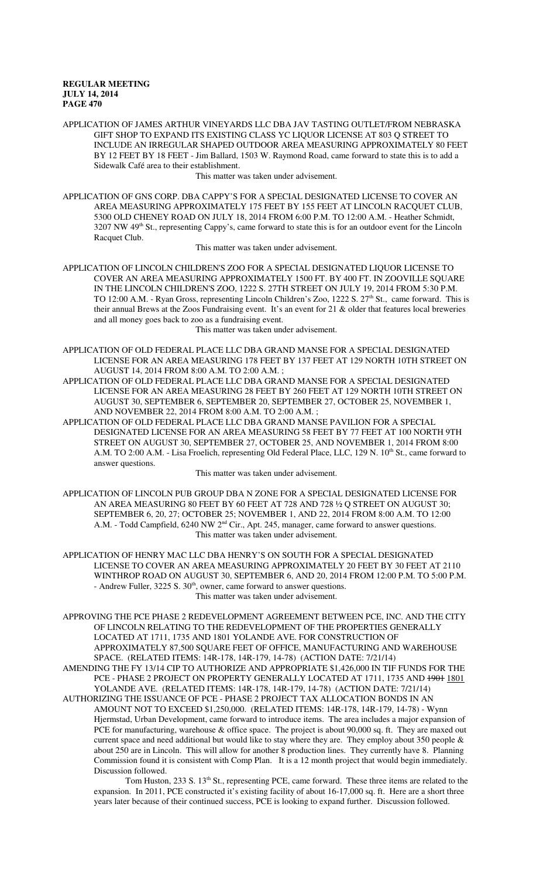APPLICATION OF JAMES ARTHUR VINEYARDS LLC DBA JAV TASTING OUTLET/FROM NEBRASKA GIFT SHOP TO EXPAND ITS EXISTING CLASS YC LIQUOR LICENSE AT 803 Q STREET TO INCLUDE AN IRREGULAR SHAPED OUTDOOR AREA MEASURING APPROXIMATELY 80 FEET BY 12 FEET BY 18 FEET - Jim Ballard, 1503 W. Raymond Road, came forward to state this is to add a Sidewalk Café area to their establishment.

This matter was taken under advisement.

APPLICATION OF GNS CORP. DBA CAPPY'S FOR A SPECIAL DESIGNATED LICENSE TO COVER AN AREA MEASURING APPROXIMATELY 175 FEET BY 155 FEET AT LINCOLN RACQUET CLUB, 5300 OLD CHENEY ROAD ON JULY 18, 2014 FROM 6:00 P.M. TO 12:00 A.M. - Heather Schmidt, 3207 NW 49th St., representing Cappy's, came forward to state this is for an outdoor event for the Lincoln Racquet Club.

This matter was taken under advisement.

APPLICATION OF LINCOLN CHILDREN'S ZOO FOR A SPECIAL DESIGNATED LIQUOR LICENSE TO COVER AN AREA MEASURING APPROXIMATELY 1500 FT. BY 400 FT. IN ZOOVILLE SQUARE IN THE LINCOLN CHILDREN'S ZOO, 1222 S. 27TH STREET ON JULY 19, 2014 FROM 5:30 P.M. TO 12:00 A.M. - Ryan Gross, representing Lincoln Children's Zoo, 1222 S. 27th St., came forward. This is their annual Brews at the Zoos Fundraising event. It's an event for 21 & older that features local breweries and all money goes back to zoo as a fundraising event.

This matter was taken under advisement.

APPLICATION OF OLD FEDERAL PLACE LLC DBA GRAND MANSE FOR A SPECIAL DESIGNATED LICENSE FOR AN AREA MEASURING 178 FEET BY 137 FEET AT 129 NORTH 10TH STREET ON AUGUST 14, 2014 FROM 8:00 A.M. TO 2:00 A.M. ;

APPLICATION OF OLD FEDERAL PLACE LLC DBA GRAND MANSE FOR A SPECIAL DESIGNATED LICENSE FOR AN AREA MEASURING 28 FEET BY 260 FEET AT 129 NORTH 10TH STREET ON AUGUST 30, SEPTEMBER 6, SEPTEMBER 20, SEPTEMBER 27, OCTOBER 25, NOVEMBER 1, AND NOVEMBER 22, 2014 FROM 8:00 A.M. TO 2:00 A.M. ;

APPLICATION OF OLD FEDERAL PLACE LLC DBA GRAND MANSE PAVILION FOR A SPECIAL DESIGNATED LICENSE FOR AN AREA MEASURING 58 FEET BY 77 FEET AT 100 NORTH 9TH STREET ON AUGUST 30, SEPTEMBER 27, OCTOBER 25, AND NOVEMBER 1, 2014 FROM 8:00 A.M. TO 2:00 A.M. - Lisa Froelich, representing Old Federal Place, LLC, 129 N. 10th St., came forward to answer questions.

This matter was taken under advisement.

APPLICATION OF LINCOLN PUB GROUP DBA N ZONE FOR A SPECIAL DESIGNATED LICENSE FOR AN AREA MEASURING 80 FEET BY 60 FEET AT 728 AND 728 ½ Q STREET ON AUGUST 30; SEPTEMBER 6, 20, 27; OCTOBER 25; NOVEMBER 1, AND 22, 2014 FROM 8:00 A.M. TO 12:00 A.M. - Todd Campfield, 6240 NW 2nd Cir., Apt. 245, manager, came forward to answer questions.

This matter was taken under advisement.

APPLICATION OF HENRY MAC LLC DBA HENRY'S ON SOUTH FOR A SPECIAL DESIGNATED LICENSE TO COVER AN AREA MEASURING APPROXIMATELY 20 FEET BY 30 FEET AT 2110 WINTHROP ROAD ON AUGUST 30, SEPTEMBER 6, AND 20, 2014 FROM 12:00 P.M. TO 5:00 P.M. - Andrew Fuller, 3225 S. 30th, owner, came forward to answer questions.

This matter was taken under advisement.

APPROVING THE PCE PHASE 2 REDEVELOPMENT AGREEMENT BETWEEN PCE, INC. AND THE CITY OF LINCOLN RELATING TO THE REDEVELOPMENT OF THE PROPERTIES GENERALLY LOCATED AT 1711, 1735 AND 1801 YOLANDE AVE. FOR CONSTRUCTION OF APPROXIMATELY 87,500 SQUARE FEET OF OFFICE, MANUFACTURING AND WAREHOUSE SPACE. (RELATED ITEMS: 14R-178, 14R-179, 14-78) (ACTION DATE: 7/21/14)

AMENDING THE FY 13/14 CIP TO AUTHORIZE AND APPROPRIATE $1,426,000 IN TIF FUNDS FOR THE PCE - PHASE 2 PROJECT ON PROPERTY GENERALLY LOCATED AT 1711, 1735 AND ~~1901~~ 1801 YOLANDE AVE. (RELATED ITEMS: 14R-178, 14R-179, 14-78) (ACTION DATE: 7/21/14)

AUTHORIZING THE ISSUANCE OF PCE - PHASE 2 PROJECT TAX ALLOCATION BONDS IN AN AMOUNT NOT TO EXCEED $1,250,000. (RELATED ITEMS: 14R-178, 14R-179, 14-78) - Wynn Hjermstad, Urban Development, came forward to introduce items. The area includes a major expansion of PCE for manufacturing, warehouse & office space. The project is about 90,000 sq. ft. They are maxed out current space and need additional but would like to stay where they are. They employ about 350 people & about 250 are in Lincoln. This will allow for another 8 production lines. They currently have 8. Planning Commission found it is consistent with Comp Plan. It is a 12 month project that would begin immediately. Discussion followed.

Tom Huston, 233 S. 13th St., representing PCE, came forward. These three items are related to the expansion. In 2011, PCE constructed it's existing facility of about 16-17,000 sq. ft. Here are a short three years later because of their continued success, PCE is looking to expand further. Discussion followed.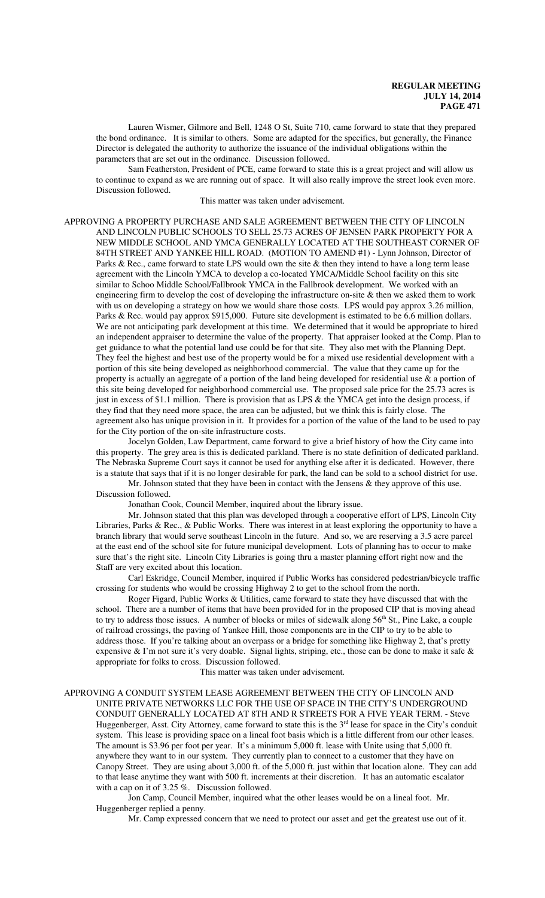Lauren Wismer, Gilmore and Bell, 1248 O St, Suite 710, came forward to state that they prepared the bond ordinance. It is similar to others. Some are adapted for the specifics, but generally, the Finance Director is delegated the authority to authorize the issuance of the individual obligations within the parameters that are set out in the ordinance. Discussion followed.

Sam Featherston, President of PCE, came forward to state this is a great project and will allow us to continue to expand as we are running out of space. It will also really improve the street look even more. Discussion followed.

This matter was taken under advisement.

APPROVING A PROPERTY PURCHASE AND SALE AGREEMENT BETWEEN THE CITY OF LINCOLN AND LINCOLN PUBLIC SCHOOLS TO SELL 25.73 ACRES OF JENSEN PARK PROPERTY FOR A NEW MIDDLE SCHOOL AND YMCA GENERALLY LOCATED AT THE SOUTHEAST CORNER OF 84TH STREET AND YANKEE HILL ROAD. (MOTION TO AMEND #1) - Lynn Johnson, Director of Parks & Rec., came forward to state LPS would own the site & then they intend to have a long term lease agreement with the Lincoln YMCA to develop a co-located YMCA/Middle School facility on this site similar to Schoo Middle School/Fallbrook YMCA in the Fallbrook development. We worked with an engineering firm to develop the cost of developing the infrastructure on-site & then we asked them to work with us on developing a strategy on how we would share those costs. LPS would pay approx 3.26 million, Parks & Rec. would pay approx $915,000. Future site development is estimated to be 6.6 million dollars. We are not anticipating park development at this time. We determined that it would be appropriate to hired an independent appraiser to determine the value of the property. That appraiser looked at the Comp. Plan to get guidance to what the potential land use could be for that site. They also met with the Planning Dept. They feel the highest and best use of the property would be for a mixed use residential development with a portion of this site being developed as neighborhood commercial. The value that they came up for the property is actually an aggregate of a portion of the land being developed for residential use & a portion of this site being developed for neighborhood commercial use. The proposed sale price for the 25.73 acres is just in excess of $1.1 million. There is provision that as LPS & the YMCA get into the design process, if they find that they need more space, the area can be adjusted, but we think this is fairly close. The agreement also has unique provision in it. It provides for a portion of the value of the land to be used to pay for the City portion of the on-site infrastructure costs.

Jocelyn Golden, Law Department, came forward to give a brief history of how the City came into this property. The grey area is this is dedicated parkland. There is no state definition of dedicated parkland. The Nebraska Supreme Court says it cannot be used for anything else after it is dedicated. However, there is a statute that says that if it is no longer desirable for park, the land can be sold to a school district for use.

Mr. Johnson stated that they have been in contact with the Jensens & they approve of this use. Discussion followed.

Jonathan Cook, Council Member, inquired about the library issue.

Mr. Johnson stated that this plan was developed through a cooperative effort of LPS, Lincoln City Libraries, Parks & Rec., & Public Works. There was interest in at least exploring the opportunity to have a branch library that would serve southeast Lincoln in the future. And so, we are reserving a 3.5 acre parcel at the east end of the school site for future municipal development. Lots of planning has to occur to make sure that's the right site. Lincoln City Libraries is going thru a master planning effort right now and the Staff are very excited about this location.

Carl Eskridge, Council Member, inquired if Public Works has considered pedestrian/bicycle traffic crossing for students who would be crossing Highway 2 to get to the school from the north.

Roger Figard, Public Works & Utilities, came forward to state they have discussed that with the school. There are a number of items that have been provided for in the proposed CIP that is moving ahead to try to address those issues. A number of blocks or miles of sidewalk along 56th St., Pine Lake, a couple of railroad crossings, the paving of Yankee Hill, those components are in the CIP to try to be able to address those. If you're talking about an overpass or a bridge for something like Highway 2, that's pretty expensive & I'm not sure it's very doable. Signal lights, striping, etc., those can be done to make it safe & appropriate for folks to cross. Discussion followed.

This matter was taken under advisement.

APPROVING A CONDUIT SYSTEM LEASE AGREEMENT BETWEEN THE CITY OF LINCOLN AND UNITE PRIVATE NETWORKS LLC FOR THE USE OF SPACE IN THE CITY'S UNDERGROUND CONDUIT GENERALLY LOCATED AT 8TH AND R STREETS FOR A FIVE YEAR TERM. - Steve Huggenberger, Asst. City Attorney, came forward to state this is the 3rd lease for space in the City's conduit system. This lease is providing space on a lineal foot basis which is a little different from our other leases. The amount is $3.96 per foot per year. It's a minimum 5,000 ft. lease with Unite using that 5,000 ft. anywhere they want to in our system. They currently plan to connect to a customer that they have on Canopy Street. They are using about 3,000 ft. of the 5,000 ft. just within that location alone. They can add to that lease anytime they want with 500 ft. increments at their discretion. It has an automatic escalator with a cap on it of 3.25 %. Discussion followed.

Jon Camp, Council Member, inquired what the other leases would be on a lineal foot. Mr. Huggenberger replied a penny.

Mr. Camp expressed concern that we need to protect our asset and get the greatest use out of it.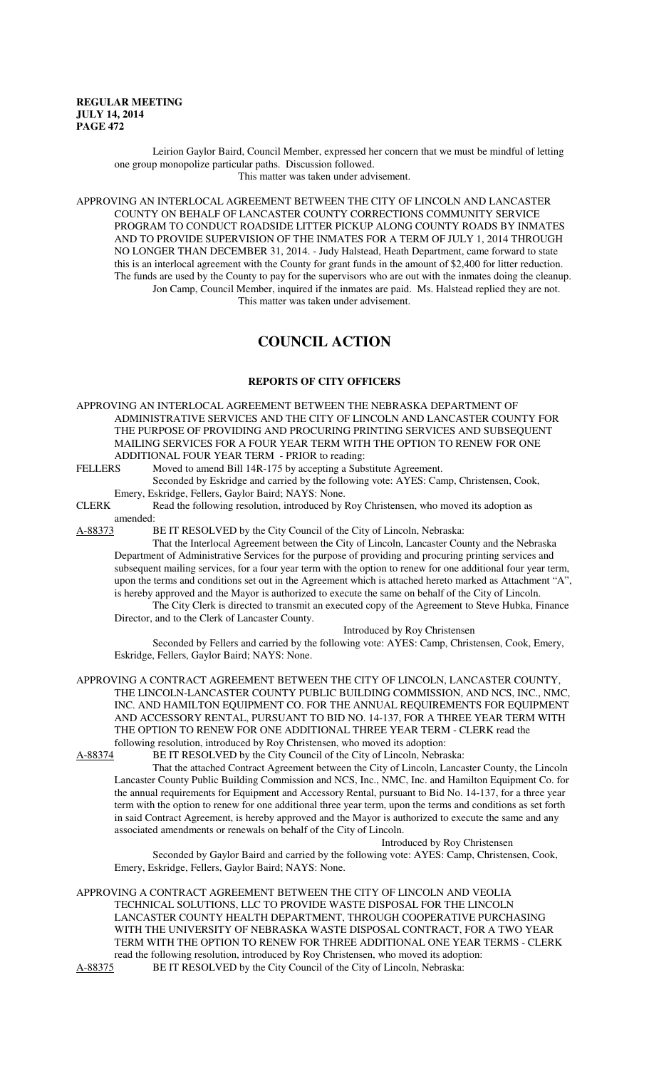Leirion Gaylor Baird, Council Member, expressed her concern that we must be mindful of letting one group monopolize particular paths. Discussion followed.

This matter was taken under advisement.

APPROVING AN INTERLOCAL AGREEMENT BETWEEN THE CITY OF LINCOLN AND LANCASTER COUNTY ON BEHALF OF LANCASTER COUNTY CORRECTIONS COMMUNITY SERVICE PROGRAM TO CONDUCT ROADSIDE LITTER PICKUP ALONG COUNTY ROADS BY INMATES AND TO PROVIDE SUPERVISION OF THE INMATES FOR A TERM OF JULY 1, 2014 THROUGH NO LONGER THAN DECEMBER 31, 2014. - Judy Halstead, Heath Department, came forward to state this is an interlocal agreement with the County for grant funds in the amount of $2,400 for litter reduction. The funds are used by the County to pay for the supervisors who are out with the inmates doing the cleanup.

Jon Camp, Council Member, inquired if the inmates are paid. Ms. Halstead replied they are not.

This matter was taken under advisement.

# COUNCIL ACTION

## REPORTS OF CITY OFFICERS

APPROVING AN INTERLOCAL AGREEMENT BETWEEN THE NEBRASKA DEPARTMENT OF ADMINISTRATIVE SERVICES AND THE CITY OF LINCOLN AND LANCASTER COUNTY FOR THE PURPOSE OF PROVIDING AND PROCURING PRINTING SERVICES AND SUBSEQUENT MAILING SERVICES FOR A FOUR YEAR TERM WITH THE OPTION TO RENEW FOR ONE ADDITIONAL FOUR YEAR TERM - PRIOR to reading:

FELLERS Moved to amend Bill 14R-175 by accepting a Substitute Agreement.

Seconded by Eskridge and carried by the following vote: AYES: Camp, Christensen, Cook, Emery, Eskridge, Fellers, Gaylor Baird; NAYS: None.

CLERK Read the following resolution, introduced by Roy Christensen, who moved its adoption as amended:

A-88373 BE IT RESOLVED by the City Council of the City of Lincoln, Nebraska:

That the Interlocal Agreement between the City of Lincoln, Lancaster County and the Nebraska Department of Administrative Services for the purpose of providing and procuring printing services and subsequent mailing services, for a four year term with the option to renew for one additional four year term, upon the terms and conditions set out in the Agreement which is attached hereto marked as Attachment "A", is hereby approved and the Mayor is authorized to execute the same on behalf of the City of Lincoln.

The City Clerk is directed to transmit an executed copy of the Agreement to Steve Hubka, Finance Director, and to the Clerk of Lancaster County.

Introduced by Roy Christensen

Seconded by Fellers and carried by the following vote: AYES: Camp, Christensen, Cook, Emery, Eskridge, Fellers, Gaylor Baird; NAYS: None.

APPROVING A CONTRACT AGREEMENT BETWEEN THE CITY OF LINCOLN, LANCASTER COUNTY, THE LINCOLN-LANCASTER COUNTY PUBLIC BUILDING COMMISSION, AND NCS, INC., NMC, INC. AND HAMILTON EQUIPMENT CO. FOR THE ANNUAL REQUIREMENTS FOR EQUIPMENT AND ACCESSORY RENTAL, PURSUANT TO BID NO. 14-137, FOR A THREE YEAR TERM WITH THE OPTION TO RENEW FOR ONE ADDITIONAL THREE YEAR TERM - CLERK read the following resolution, introduced by Roy Christensen, who moved its adoption:

A-88374 BE IT RESOLVED by the City Council of the City of Lincoln, Nebraska:

That the attached Contract Agreement between the City of Lincoln, Lancaster County, the Lincoln Lancaster County Public Building Commission and NCS, Inc., NMC, Inc. and Hamilton Equipment Co. for the annual requirements for Equipment and Accessory Rental, pursuant to Bid No. 14-137, for a three year term with the option to renew for one additional three year term, upon the terms and conditions as set forth in said Contract Agreement, is hereby approved and the Mayor is authorized to execute the same and any associated amendments or renewals on behalf of the City of Lincoln.

Introduced by Roy Christensen

Seconded by Gaylor Baird and carried by the following vote: AYES: Camp, Christensen, Cook, Emery, Eskridge, Fellers, Gaylor Baird; NAYS: None.

APPROVING A CONTRACT AGREEMENT BETWEEN THE CITY OF LINCOLN AND VEOLIA TECHNICAL SOLUTIONS, LLC TO PROVIDE WASTE DISPOSAL FOR THE LINCOLN LANCASTER COUNTY HEALTH DEPARTMENT, THROUGH COOPERATIVE PURCHASING WITH THE UNIVERSITY OF NEBRASKA WASTE DISPOSAL CONTRACT, FOR A TWO YEAR TERM WITH THE OPTION TO RENEW FOR THREE ADDITIONAL ONE YEAR TERMS - CLERK read the following resolution, introduced by Roy Christensen, who moved its adoption:

A-88375 BE IT RESOLVED by the City Council of the City of Lincoln, Nebraska: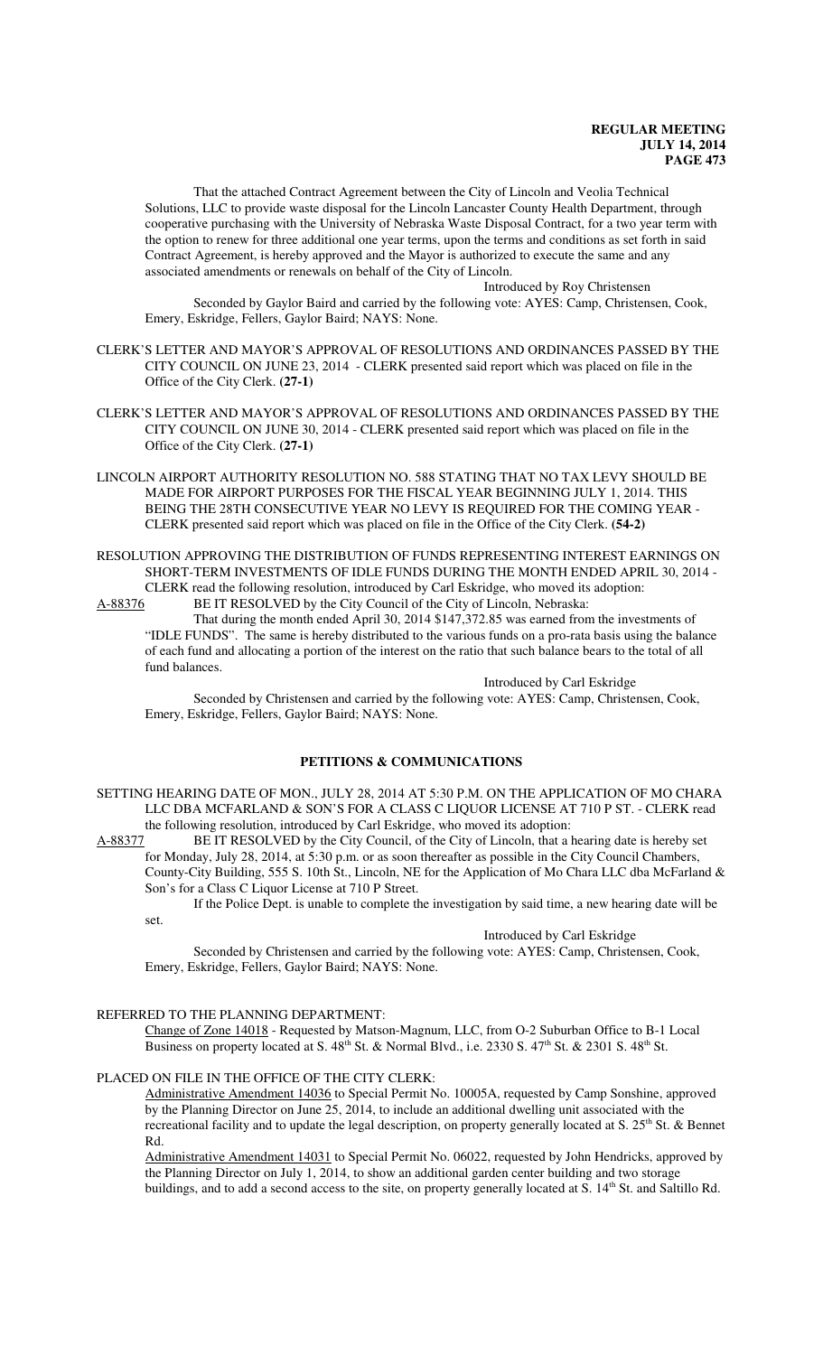That the attached Contract Agreement between the City of Lincoln and Veolia Technical Solutions, LLC to provide waste disposal for the Lincoln Lancaster County Health Department, through cooperative purchasing with the University of Nebraska Waste Disposal Contract, for a two year term with the option to renew for three additional one year terms, upon the terms and conditions as set forth in said Contract Agreement, is hereby approved and the Mayor is authorized to execute the same and any associated amendments or renewals on behalf of the City of Lincoln.

Introduced by Roy Christensen

Seconded by Gaylor Baird and carried by the following vote: AYES: Camp, Christensen, Cook, Emery, Eskridge, Fellers, Gaylor Baird; NAYS: None.

CLERK'S LETTER AND MAYOR'S APPROVAL OF RESOLUTIONS AND ORDINANCES PASSED BY THE CITY COUNCIL ON JUNE 23, 2014 - CLERK presented said report which was placed on file in the Office of the City Clerk. **(27-1)**

CLERK'S LETTER AND MAYOR'S APPROVAL OF RESOLUTIONS AND ORDINANCES PASSED BY THE CITY COUNCIL ON JUNE 30, 2014 - CLERK presented said report which was placed on file in the Office of the City Clerk. **(27-1)**

LINCOLN AIRPORT AUTHORITY RESOLUTION NO. 588 STATING THAT NO TAX LEVY SHOULD BE MADE FOR AIRPORT PURPOSES FOR THE FISCAL YEAR BEGINNING JULY 1, 2014. THIS BEING THE 28TH CONSECUTIVE YEAR NO LEVY IS REQUIRED FOR THE COMING YEAR - CLERK presented said report which was placed on file in the Office of the City Clerk. **(54-2)**

RESOLUTION APPROVING THE DISTRIBUTION OF FUNDS REPRESENTING INTEREST EARNINGS ON SHORT-TERM INVESTMENTS OF IDLE FUNDS DURING THE MONTH ENDED APRIL 30, 2014 - CLERK read the following resolution, introduced by Carl Eskridge, who moved its adoption:

A-88376 BE IT RESOLVED by the City Council of the City of Lincoln, Nebraska:

That during the month ended April 30, 2014 $147,372.85 was earned from the investments of "IDLE FUNDS". The same is hereby distributed to the various funds on a pro-rata basis using the balance of each fund and allocating a portion of the interest on the ratio that such balance bears to the total of all fund balances.

Introduced by Carl Eskridge

Seconded by Christensen and carried by the following vote: AYES: Camp, Christensen, Cook, Emery, Eskridge, Fellers, Gaylor Baird; NAYS: None.

## PETITIONS & COMMUNICATIONS

SETTING HEARING DATE OF MON., JULY 28, 2014 AT 5:30 P.M. ON THE APPLICATION OF MO CHARA LLC DBA MCFARLAND & SON'S FOR A CLASS C LIQUOR LICENSE AT 710 P ST. - CLERK read the following resolution, introduced by Carl Eskridge, who moved its adoption:

A-88377 BE IT RESOLVED by the City Council, of the City of Lincoln, that a hearing date is hereby set for Monday, July 28, 2014, at 5:30 p.m. or as soon thereafter as possible in the City Council Chambers, County-City Building, 555 S. 10th St., Lincoln, NE for the Application of Mo Chara LLC dba McFarland & Son's for a Class C Liquor License at 710 P Street.

If the Police Dept. is unable to complete the investigation by said time, a new hearing date will be set.

Introduced by Carl Eskridge

Seconded by Christensen and carried by the following vote: AYES: Camp, Christensen, Cook, Emery, Eskridge, Fellers, Gaylor Baird; NAYS: None.

REFERRED TO THE PLANNING DEPARTMENT:

Change of Zone 14018 - Requested by Matson-Magnum, LLC, from O-2 Suburban Office to B-1 Local Business on property located at S. 48th St. & Normal Blvd., i.e. 2330 S. 47th St. & 2301 S. 48th St.

PLACED ON FILE IN THE OFFICE OF THE CITY CLERK:

Administrative Amendment 14036 to Special Permit No. 10005A, requested by Camp Sonshine, approved by the Planning Director on June 25, 2014, to include an additional dwelling unit associated with the recreational facility and to update the legal description, on property generally located at S. 25th St. & Bennet Rd.

Administrative Amendment 14031 to Special Permit No. 06022, requested by John Hendricks, approved by the Planning Director on July 1, 2014, to show an additional garden center building and two storage buildings, and to add a second access to the site, on property generally located at S. 14th St. and Saltillo Rd.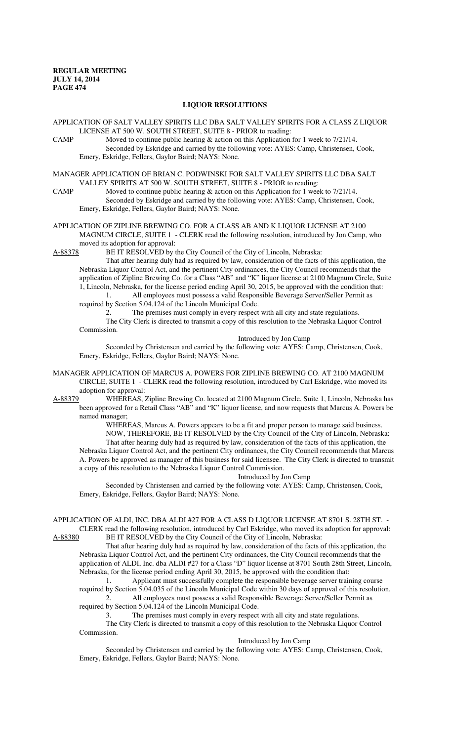## LIQUOR RESOLUTIONS

APPLICATION OF SALT VALLEY SPIRITS LLC DBA SALT VALLEY SPIRITS FOR A CLASS Z LIQUOR LICENSE AT 500 W. SOUTH STREET, SUITE 8 - PRIOR to reading:

CAMP Moved to continue public hearing & action on this Application for 1 week to 7/21/14.

Seconded by Eskridge and carried by the following vote: AYES: Camp, Christensen, Cook, Emery, Eskridge, Fellers, Gaylor Baird; NAYS: None.

MANAGER APPLICATION OF BRIAN C. PODWINSKI FOR SALT VALLEY SPIRITS LLC DBA SALT VALLEY SPIRITS AT 500 W. SOUTH STREET, SUITE 8 - PRIOR to reading:

CAMP Moved to continue public hearing & action on this Application for 1 week to 7/21/14.

Seconded by Eskridge and carried by the following vote: AYES: Camp, Christensen, Cook, Emery, Eskridge, Fellers, Gaylor Baird; NAYS: None.

APPLICATION OF ZIPLINE BREWING CO. FOR A CLASS AB AND K LIQUOR LICENSE AT 2100 MAGNUM CIRCLE, SUITE 1 - CLERK read the following resolution, introduced by Jon Camp, who moved its adoption for approval:

A-88378 BE IT RESOLVED by the City Council of the City of Lincoln, Nebraska:

That after hearing duly had as required by law, consideration of the facts of this application, the Nebraska Liquor Control Act, and the pertinent City ordinances, the City Council recommends that the application of Zipline Brewing Co. for a Class "AB" and "K" liquor license at 2100 Magnum Circle, Suite 1, Lincoln, Nebraska, for the license period ending April 30, 2015, be approved with the condition that:

1. All employees must possess a valid Responsible Beverage Server/Seller Permit as required by Section 5.04.124 of the Lincoln Municipal Code.

2. The premises must comply in every respect with all city and state regulations.

The City Clerk is directed to transmit a copy of this resolution to the Nebraska Liquor Control Commission.

Introduced by Jon Camp

Seconded by Christensen and carried by the following vote: AYES: Camp, Christensen, Cook, Emery, Eskridge, Fellers, Gaylor Baird; NAYS: None.

MANAGER APPLICATION OF MARCUS A. POWERS FOR ZIPLINE BREWING CO. AT 2100 MAGNUM CIRCLE, SUITE 1 - CLERK read the following resolution, introduced by Carl Eskridge, who moved its adoption for approval:

A-88379 WHEREAS, Zipline Brewing Co. located at 2100 Magnum Circle, Suite 1, Lincoln, Nebraska has been approved for a Retail Class "AB" and "K" liquor license, and now requests that Marcus A. Powers be named manager;

WHEREAS, Marcus A. Powers appears to be a fit and proper person to manage said business.

NOW, THEREFORE, BE IT RESOLVED by the City Council of the City of Lincoln, Nebraska:

That after hearing duly had as required by law, consideration of the facts of this application, the Nebraska Liquor Control Act, and the pertinent City ordinances, the City Council recommends that Marcus A. Powers be approved as manager of this business for said licensee. The City Clerk is directed to transmit a copy of this resolution to the Nebraska Liquor Control Commission.

Introduced by Jon Camp

Seconded by Christensen and carried by the following vote: AYES: Camp, Christensen, Cook, Emery, Eskridge, Fellers, Gaylor Baird; NAYS: None.

APPLICATION OF ALDI, INC. DBA ALDI #27 FOR A CLASS D LIQUOR LICENSE AT 8701 S. 28TH ST. - CLERK read the following resolution, introduced by Carl Eskridge, who moved its adoption for approval:

A-88380 BE IT RESOLVED by the City Council of the City of Lincoln, Nebraska:

That after hearing duly had as required by law, consideration of the facts of this application, the Nebraska Liquor Control Act, and the pertinent City ordinances, the City Council recommends that the application of ALDI, Inc. dba ALDI #27 for a Class "D" liquor license at 8701 South 28th Street, Lincoln, Nebraska, for the license period ending April 30, 2015, be approved with the condition that:

1. Applicant must successfully complete the responsible beverage server training course required by Section 5.04.035 of the Lincoln Municipal Code within 30 days of approval of this resolution.

2. All employees must possess a valid Responsible Beverage Server/Seller Permit as required by Section 5.04.124 of the Lincoln Municipal Code.

3. The premises must comply in every respect with all city and state regulations.

The City Clerk is directed to transmit a copy of this resolution to the Nebraska Liquor Control Commission.

Introduced by Jon Camp

Seconded by Christensen and carried by the following vote: AYES: Camp, Christensen, Cook, Emery, Eskridge, Fellers, Gaylor Baird; NAYS: None.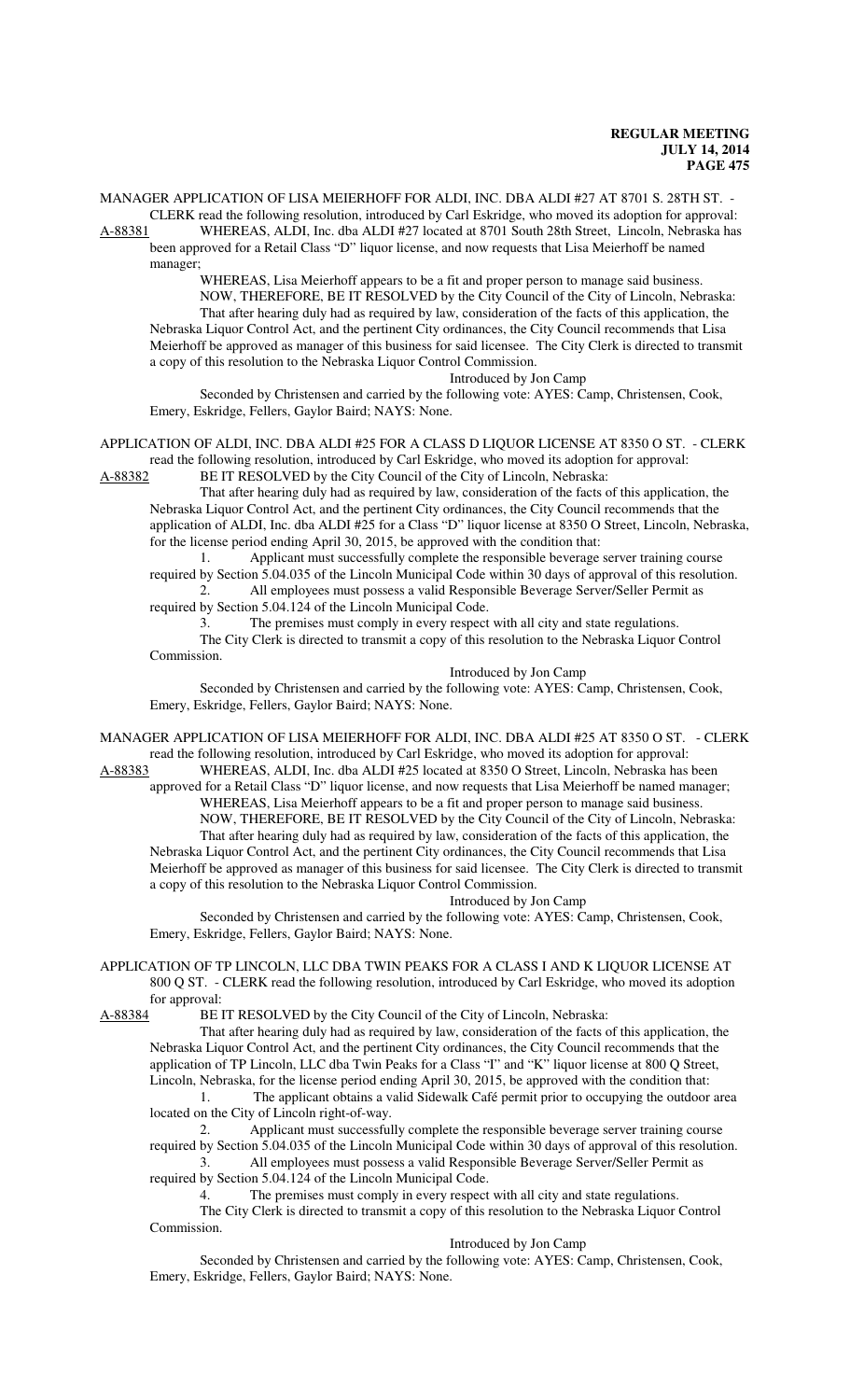MANAGER APPLICATION OF LISA MEIERHOFF FOR ALDI, INC. DBA ALDI #27 AT 8701 S. 28TH ST. - CLERK read the following resolution, introduced by Carl Eskridge, who moved its adoption for approval:

A-88381 WHEREAS, ALDI, Inc. dba ALDI #27 located at 8701 South 28th Street, Lincoln, Nebraska has been approved for a Retail Class "D" liquor license, and now requests that Lisa Meierhoff be named manager;

WHEREAS, Lisa Meierhoff appears to be a fit and proper person to manage said business.

NOW, THEREFORE, BE IT RESOLVED by the City Council of the City of Lincoln, Nebraska:

That after hearing duly had as required by law, consideration of the facts of this application, the Nebraska Liquor Control Act, and the pertinent City ordinances, the City Council recommends that Lisa Meierhoff be approved as manager of this business for said licensee. The City Clerk is directed to transmit a copy of this resolution to the Nebraska Liquor Control Commission.

Introduced by Jon Camp

Seconded by Christensen and carried by the following vote: AYES: Camp, Christensen, Cook, Emery, Eskridge, Fellers, Gaylor Baird; NAYS: None.

APPLICATION OF ALDI, INC. DBA ALDI #25 FOR A CLASS D LIQUOR LICENSE AT 8350 O ST. - CLERK read the following resolution, introduced by Carl Eskridge, who moved its adoption for approval:

A-88382 BE IT RESOLVED by the City Council of the City of Lincoln, Nebraska:

That after hearing duly had as required by law, consideration of the facts of this application, the Nebraska Liquor Control Act, and the pertinent City ordinances, the City Council recommends that the application of ALDI, Inc. dba ALDI #25 for a Class "D" liquor license at 8350 O Street, Lincoln, Nebraska, for the license period ending April 30, 2015, be approved with the condition that:

1. Applicant must successfully complete the responsible beverage server training course required by Section 5.04.035 of the Lincoln Municipal Code within 30 days of approval of this resolution.
2. All employees must possess a valid Responsible Beverage Server/Seller Permit as required by Section 5.04.124 of the Lincoln Municipal Code.
3. The premises must comply in every respect with all city and state regulations.

The City Clerk is directed to transmit a copy of this resolution to the Nebraska Liquor Control Commission.

Introduced by Jon Camp

Seconded by Christensen and carried by the following vote: AYES: Camp, Christensen, Cook, Emery, Eskridge, Fellers, Gaylor Baird; NAYS: None.

MANAGER APPLICATION OF LISA MEIERHOFF FOR ALDI, INC. DBA ALDI #25 AT 8350 O ST. - CLERK read the following resolution, introduced by Carl Eskridge, who moved its adoption for approval:

A-88383 WHEREAS, ALDI, Inc. dba ALDI #25 located at 8350 O Street, Lincoln, Nebraska has been approved for a Retail Class "D" liquor license, and now requests that Lisa Meierhoff be named manager;

WHEREAS, Lisa Meierhoff appears to be a fit and proper person to manage said business.

NOW, THEREFORE, BE IT RESOLVED by the City Council of the City of Lincoln, Nebraska:

That after hearing duly had as required by law, consideration of the facts of this application, the Nebraska Liquor Control Act, and the pertinent City ordinances, the City Council recommends that Lisa Meierhoff be approved as manager of this business for said licensee. The City Clerk is directed to transmit a copy of this resolution to the Nebraska Liquor Control Commission.

Introduced by Jon Camp

Seconded by Christensen and carried by the following vote: AYES: Camp, Christensen, Cook, Emery, Eskridge, Fellers, Gaylor Baird; NAYS: None.

APPLICATION OF TP LINCOLN, LLC DBA TWIN PEAKS FOR A CLASS I AND K LIQUOR LICENSE AT 800 Q ST. - CLERK read the following resolution, introduced by Carl Eskridge, who moved its adoption for approval:

A-88384 BE IT RESOLVED by the City Council of the City of Lincoln, Nebraska:

That after hearing duly had as required by law, consideration of the facts of this application, the Nebraska Liquor Control Act, and the pertinent City ordinances, the City Council recommends that the application of TP Lincoln, LLC dba Twin Peaks for a Class "I" and "K" liquor license at 800 Q Street, Lincoln, Nebraska, for the license period ending April 30, 2015, be approved with the condition that:

1. The applicant obtains a valid Sidewalk Café permit prior to occupying the outdoor area located on the City of Lincoln right-of-way.
2. Applicant must successfully complete the responsible beverage server training course required by Section 5.04.035 of the Lincoln Municipal Code within 30 days of approval of this resolution.
3. All employees must possess a valid Responsible Beverage Server/Seller Permit as required by Section 5.04.124 of the Lincoln Municipal Code.
4. The premises must comply in every respect with all city and state regulations.

The City Clerk is directed to transmit a copy of this resolution to the Nebraska Liquor Control Commission.

Introduced by Jon Camp

Seconded by Christensen and carried by the following vote: AYES: Camp, Christensen, Cook, Emery, Eskridge, Fellers, Gaylor Baird; NAYS: None.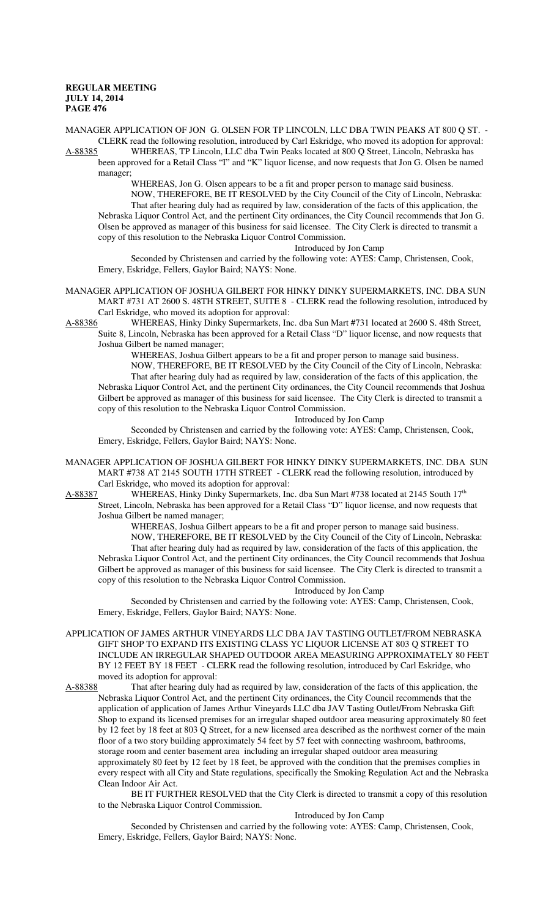MANAGER APPLICATION OF JON G. OLSEN FOR TP LINCOLN, LLC DBA TWIN PEAKS AT 800 Q ST. - CLERK read the following resolution, introduced by Carl Eskridge, who moved its adoption for approval:

A-88385 WHEREAS, TP Lincoln, LLC dba Twin Peaks located at 800 Q Street, Lincoln, Nebraska has been approved for a Retail Class "I" and "K" liquor license, and now requests that Jon G. Olsen be named manager;

WHEREAS, Jon G. Olsen appears to be a fit and proper person to manage said business.

NOW, THEREFORE, BE IT RESOLVED by the City Council of the City of Lincoln, Nebraska: That after hearing duly had as required by law, consideration of the facts of this application, the Nebraska Liquor Control Act, and the pertinent City ordinances, the City Council recommends that Jon G. Olsen be approved as manager of this business for said licensee. The City Clerk is directed to transmit a copy of this resolution to the Nebraska Liquor Control Commission.

Introduced by Jon Camp

Seconded by Christensen and carried by the following vote: AYES: Camp, Christensen, Cook, Emery, Eskridge, Fellers, Gaylor Baird; NAYS: None.

MANAGER APPLICATION OF JOSHUA GILBERT FOR HINKY DINKY SUPERMARKETS, INC. DBA SUN MART #731 AT 2600 S. 48TH STREET, SUITE 8 - CLERK read the following resolution, introduced by Carl Eskridge, who moved its adoption for approval:

A-88386 WHEREAS, Hinky Dinky Supermarkets, Inc. dba Sun Mart #731 located at 2600 S. 48th Street, Suite 8, Lincoln, Nebraska has been approved for a Retail Class "D" liquor license, and now requests that Joshua Gilbert be named manager;

WHEREAS, Joshua Gilbert appears to be a fit and proper person to manage said business.

NOW, THEREFORE, BE IT RESOLVED by the City Council of the City of Lincoln, Nebraska: That after hearing duly had as required by law, consideration of the facts of this application, the Nebraska Liquor Control Act, and the pertinent City ordinances, the City Council recommends that Joshua Gilbert be approved as manager of this business for said licensee. The City Clerk is directed to transmit a copy of this resolution to the Nebraska Liquor Control Commission.

Introduced by Jon Camp

Seconded by Christensen and carried by the following vote: AYES: Camp, Christensen, Cook, Emery, Eskridge, Fellers, Gaylor Baird; NAYS: None.

MANAGER APPLICATION OF JOSHUA GILBERT FOR HINKY DINKY SUPERMARKETS, INC. DBA SUN MART #738 AT 2145 SOUTH 17TH STREET - CLERK read the following resolution, introduced by Carl Eskridge, who moved its adoption for approval:

A-88387 WHEREAS, Hinky Dinky Supermarkets, Inc. dba Sun Mart #738 located at 2145 South 17th Street, Lincoln, Nebraska has been approved for a Retail Class "D" liquor license, and now requests that Joshua Gilbert be named manager;

WHEREAS, Joshua Gilbert appears to be a fit and proper person to manage said business.

NOW, THEREFORE, BE IT RESOLVED by the City Council of the City of Lincoln, Nebraska: That after hearing duly had as required by law, consideration of the facts of this application, the Nebraska Liquor Control Act, and the pertinent City ordinances, the City Council recommends that Joshua Gilbert be approved as manager of this business for said licensee. The City Clerk is directed to transmit a copy of this resolution to the Nebraska Liquor Control Commission.

Introduced by Jon Camp

Seconded by Christensen and carried by the following vote: AYES: Camp, Christensen, Cook, Emery, Eskridge, Fellers, Gaylor Baird; NAYS: None.

APPLICATION OF JAMES ARTHUR VINEYARDS LLC DBA JAV TASTING OUTLET/FROM NEBRASKA GIFT SHOP TO EXPAND ITS EXISTING CLASS YC LIQUOR LICENSE AT 803 Q STREET TO INCLUDE AN IRREGULAR SHAPED OUTDOOR AREA MEASURING APPROXIMATELY 80 FEET BY 12 FEET BY 18 FEET - CLERK read the following resolution, introduced by Carl Eskridge, who moved its adoption for approval:

A-88388 That after hearing duly had as required by law, consideration of the facts of this application, the Nebraska Liquor Control Act, and the pertinent City ordinances, the City Council recommends that the application of application of James Arthur Vineyards LLC dba JAV Tasting Outlet/From Nebraska Gift Shop to expand its licensed premises for an irregular shaped outdoor area measuring approximately 80 feet by 12 feet by 18 feet at 803 Q Street, for a new licensed area described as the northwest corner of the main floor of a two story building approximately 54 feet by 57 feet with connecting washroom, bathrooms, storage room and center basement area including an irregular shaped outdoor area measuring approximately 80 feet by 12 feet by 18 feet, be approved with the condition that the premises complies in every respect with all City and State regulations, specifically the Smoking Regulation Act and the Nebraska Clean Indoor Air Act.

BE IT FURTHER RESOLVED that the City Clerk is directed to transmit a copy of this resolution to the Nebraska Liquor Control Commission.

Introduced by Jon Camp

Seconded by Christensen and carried by the following vote: AYES: Camp, Christensen, Cook, Emery, Eskridge, Fellers, Gaylor Baird; NAYS: None.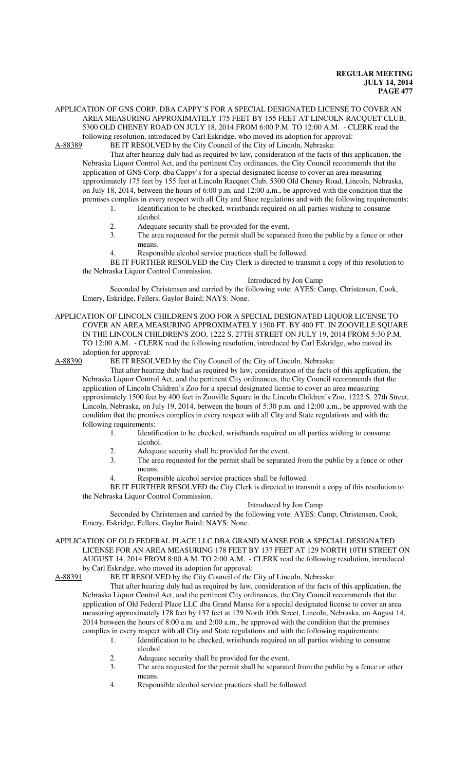APPLICATION OF GNS CORP. DBA CAPPY'S FOR A SPECIAL DESIGNATED LICENSE TO COVER AN AREA MEASURING APPROXIMATELY 175 FEET BY 155 FEET AT LINCOLN RACQUET CLUB, 5300 OLD CHENEY ROAD ON JULY 18, 2014 FROM 6:00 P.M. TO 12:00 A.M. - CLERK read the following resolution, introduced by Carl Eskridge, who moved its adoption for approval:

A-88389 BE IT RESOLVED by the City Council of the City of Lincoln, Nebraska:

That after hearing duly had as required by law, consideration of the facts of this application, the Nebraska Liquor Control Act, and the pertinent City ordinances, the City Council recommends that the application of GNS Corp. dba Cappy's for a special designated license to cover an area measuring approximately 175 feet by 155 feet at Lincoln Racquet Club, 5300 Old Cheney Road, Lincoln, Nebraska, on July 18, 2014, between the hours of 6:00 p.m. and 12:00 a.m., be approved with the condition that the premises complies in every respect with all City and State regulations and with the following requirements:

1. Identification to be checked, wristbands required on all parties wishing to consume alcohol.
2. Adequate security shall be provided for the event.
3. The area requested for the permit shall be separated from the public by a fence or other means.
4. Responsible alcohol service practices shall be followed.

BE IT FURTHER RESOLVED the City Clerk is directed to transmit a copy of this resolution to the Nebraska Liquor Control Commission.

Introduced by Jon Camp

Seconded by Christensen and carried by the following vote: AYES: Camp, Christensen, Cook, Emery, Eskridge, Fellers, Gaylor Baird; NAYS: None.

APPLICATION OF LINCOLN CHILDREN'S ZOO FOR A SPECIAL DESIGNATED LIQUOR LICENSE TO COVER AN AREA MEASURING APPROXIMATELY 1500 FT. BY 400 FT. IN ZOOVILLE SQUARE IN THE LINCOLN CHILDREN'S ZOO, 1222 S. 27TH STREET ON JULY 19, 2014 FROM 5:30 P.M. TO 12:00 A.M. - CLERK read the following resolution, introduced by Carl Eskridge, who moved its adoption for approval:

A-88390 BE IT RESOLVED by the City Council of the City of Lincoln, Nebraska:

That after hearing duly had as required by law, consideration of the facts of this application, the Nebraska Liquor Control Act, and the pertinent City ordinances, the City Council recommends that the application of Lincoln Children's Zoo for a special designated license to cover an area measuring approximately 1500 feet by 400 feet in Zooville Square in the Lincoln Children's Zoo, 1222 S. 27th Street, Lincoln, Nebraska, on July 19, 2014, between the hours of 5:30 p.m. and 12:00 a.m., be approved with the condition that the premises complies in every respect with all City and State regulations and with the following requirements:

1. Identification to be checked, wristbands required on all parties wishing to consume alcohol.
2. Adequate security shall be provided for the event.
3. The area requested for the permit shall be separated from the public by a fence or other means.
4. Responsible alcohol service practices shall be followed.

BE IT FURTHER RESOLVED the City Clerk is directed to transmit a copy of this resolution to the Nebraska Liquor Control Commission.

Introduced by Jon Camp

Seconded by Christensen and carried by the following vote: AYES: Camp, Christensen, Cook, Emery, Eskridge, Fellers, Gaylor Baird; NAYS: None.

APPLICATION OF OLD FEDERAL PLACE LLC DBA GRAND MANSE FOR A SPECIAL DESIGNATED LICENSE FOR AN AREA MEASURING 178 FEET BY 137 FEET AT 129 NORTH 10TH STREET ON AUGUST 14, 2014 FROM 8:00 A.M. TO 2:00 A.M. - CLERK read the following resolution, introduced by Carl Eskridge, who moved its adoption for approval:

A-88391 BE IT RESOLVED by the City Council of the City of Lincoln, Nebraska:

That after hearing duly had as required by law, consideration of the facts of this application, the Nebraska Liquor Control Act, and the pertinent City ordinances, the City Council recommends that the application of Old Federal Place LLC dba Grand Manse for a special designated license to cover an area measuring approximately 178 feet by 137 feet at 129 North 10th Street, Lincoln, Nebraska, on August 14, 2014 between the hours of 8:00 a.m. and 2:00 a.m., be approved with the condition that the premises complies in every respect with all City and State regulations and with the following requirements:

1. Identification to be checked, wristbands required on all parties wishing to consume alcohol.
2. Adequate security shall be provided for the event.
3. The area requested for the permit shall be separated from the public by a fence or other means.
4. Responsible alcohol service practices shall be followed.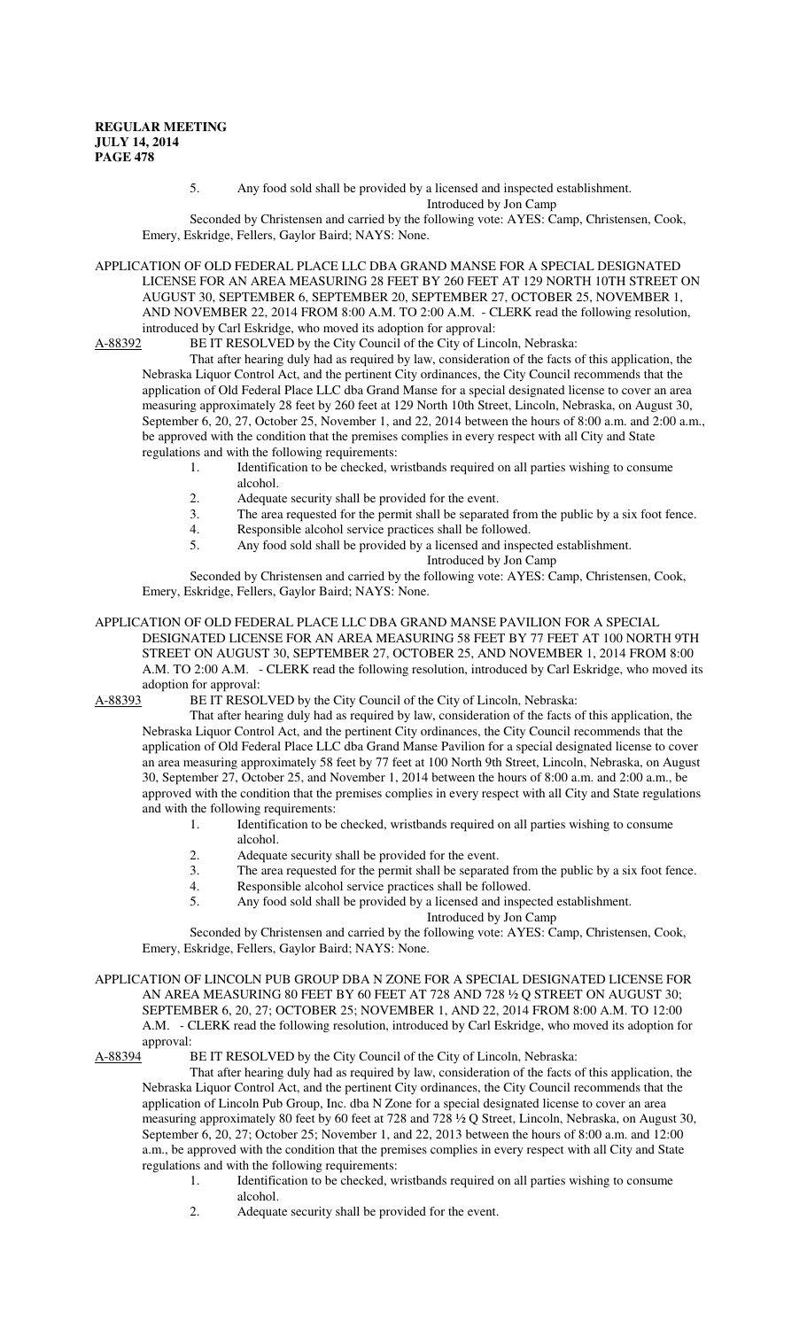5. Any food sold shall be provided by a licensed and inspected establishment.

Introduced by Jon Camp

Seconded by Christensen and carried by the following vote: AYES: Camp, Christensen, Cook, Emery, Eskridge, Fellers, Gaylor Baird; NAYS: None.

APPLICATION OF OLD FEDERAL PLACE LLC DBA GRAND MANSE FOR A SPECIAL DESIGNATED LICENSE FOR AN AREA MEASURING 28 FEET BY 260 FEET AT 129 NORTH 10TH STREET ON AUGUST 30, SEPTEMBER 6, SEPTEMBER 20, SEPTEMBER 27, OCTOBER 25, NOVEMBER 1, AND NOVEMBER 22, 2014 FROM 8:00 A.M. TO 2:00 A.M. - CLERK read the following resolution, introduced by Carl Eskridge, who moved its adoption for approval:

A-88392 BE IT RESOLVED by the City Council of the City of Lincoln, Nebraska:

That after hearing duly had as required by law, consideration of the facts of this application, the Nebraska Liquor Control Act, and the pertinent City ordinances, the City Council recommends that the application of Old Federal Place LLC dba Grand Manse for a special designated license to cover an area measuring approximately 28 feet by 260 feet at 129 North 10th Street, Lincoln, Nebraska, on August 30, September 6, 20, 27, October 25, November 1, and 22, 2014 between the hours of 8:00 a.m. and 2:00 a.m., be approved with the condition that the premises complies in every respect with all City and State regulations and with the following requirements:

1. Identification to be checked, wristbands required on all parties wishing to consume alcohol.
2. Adequate security shall be provided for the event.
3. The area requested for the permit shall be separated from the public by a six foot fence.
4. Responsible alcohol service practices shall be followed.
5. Any food sold shall be provided by a licensed and inspected establishment.

Introduced by Jon Camp

Seconded by Christensen and carried by the following vote: AYES: Camp, Christensen, Cook, Emery, Eskridge, Fellers, Gaylor Baird; NAYS: None.

APPLICATION OF OLD FEDERAL PLACE LLC DBA GRAND MANSE PAVILION FOR A SPECIAL DESIGNATED LICENSE FOR AN AREA MEASURING 58 FEET BY 77 FEET AT 100 NORTH 9TH STREET ON AUGUST 30, SEPTEMBER 27, OCTOBER 25, AND NOVEMBER 1, 2014 FROM 8:00 A.M. TO 2:00 A.M. - CLERK read the following resolution, introduced by Carl Eskridge, who moved its adoption for approval:

A-88393 BE IT RESOLVED by the City Council of the City of Lincoln, Nebraska:

That after hearing duly had as required by law, consideration of the facts of this application, the Nebraska Liquor Control Act, and the pertinent City ordinances, the City Council recommends that the application of Old Federal Place LLC dba Grand Manse Pavilion for a special designated license to cover an area measuring approximately 58 feet by 77 feet at 100 North 9th Street, Lincoln, Nebraska, on August 30, September 27, October 25, and November 1, 2014 between the hours of 8:00 a.m. and 2:00 a.m., be approved with the condition that the premises complies in every respect with all City and State regulations and with the following requirements:

1. Identification to be checked, wristbands required on all parties wishing to consume alcohol.
2. Adequate security shall be provided for the event.
3. The area requested for the permit shall be separated from the public by a six foot fence.
4. Responsible alcohol service practices shall be followed.
5. Any food sold shall be provided by a licensed and inspected establishment.

Introduced by Jon Camp

Seconded by Christensen and carried by the following vote: AYES: Camp, Christensen, Cook, Emery, Eskridge, Fellers, Gaylor Baird; NAYS: None.

APPLICATION OF LINCOLN PUB GROUP DBA N ZONE FOR A SPECIAL DESIGNATED LICENSE FOR AN AREA MEASURING 80 FEET BY 60 FEET AT 728 AND 728 ½ Q STREET ON AUGUST 30; SEPTEMBER 6, 20, 27; OCTOBER 25; NOVEMBER 1, AND 22, 2014 FROM 8:00 A.M. TO 12:00 A.M. - CLERK read the following resolution, introduced by Carl Eskridge, who moved its adoption for approval:

A-88394 BE IT RESOLVED by the City Council of the City of Lincoln, Nebraska:

That after hearing duly had as required by law, consideration of the facts of this application, the Nebraska Liquor Control Act, and the pertinent City ordinances, the City Council recommends that the application of Lincoln Pub Group, Inc. dba N Zone for a special designated license to cover an area measuring approximately 80 feet by 60 feet at 728 and 728 ½ Q Street, Lincoln, Nebraska, on August 30, September 6, 20, 27; October 25; November 1, and 22, 2013 between the hours of 8:00 a.m. and 12:00 a.m., be approved with the condition that the premises complies in every respect with all City and State regulations and with the following requirements:

1. Identification to be checked, wristbands required on all parties wishing to consume alcohol.
2. Adequate security shall be provided for the event.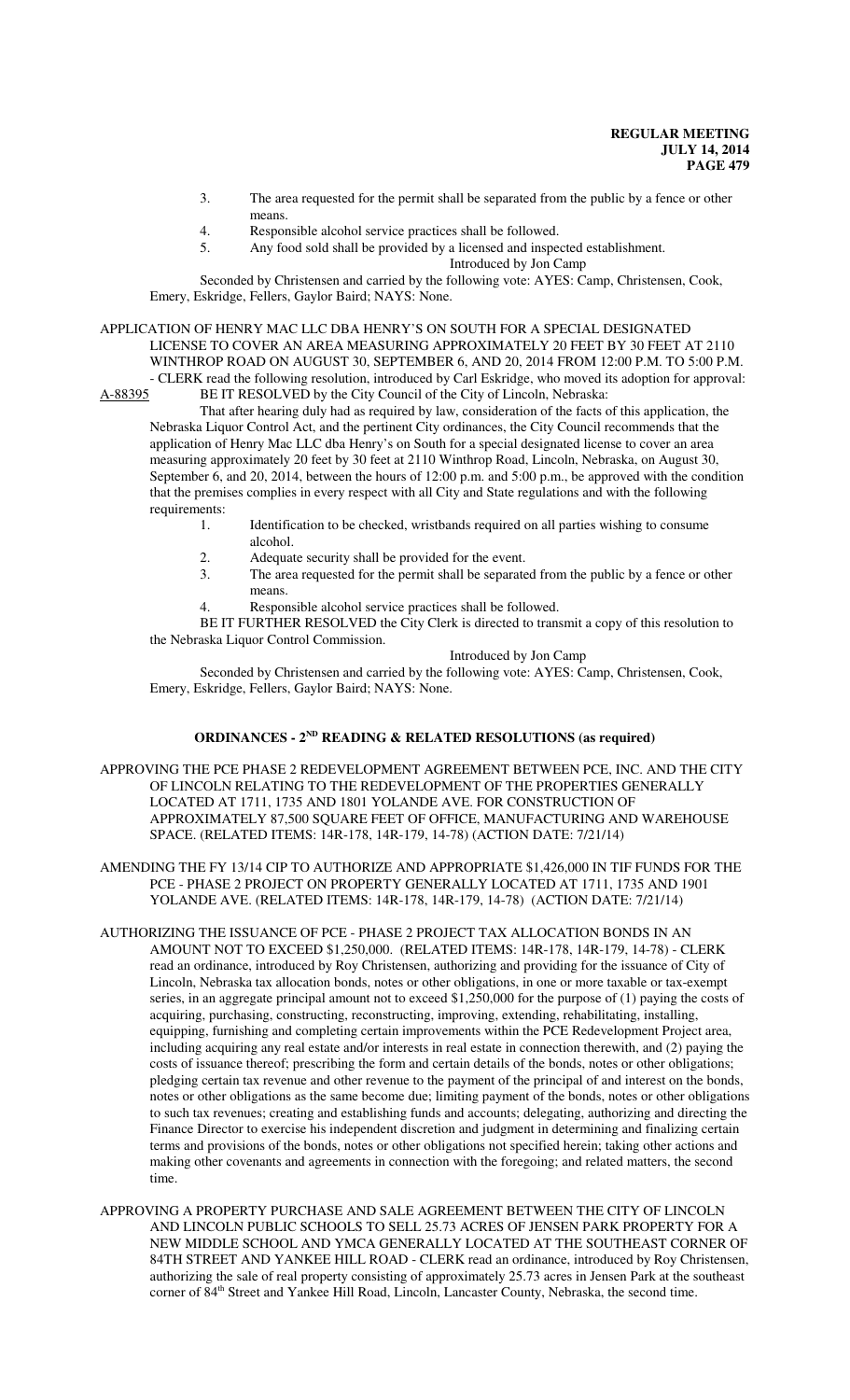3. The area requested for the permit shall be separated from the public by a fence or other means.
4. Responsible alcohol service practices shall be followed.
5. Any food sold shall be provided by a licensed and inspected establishment.

Introduced by Jon Camp

Seconded by Christensen and carried by the following vote: AYES: Camp, Christensen, Cook, Emery, Eskridge, Fellers, Gaylor Baird; NAYS: None.

APPLICATION OF HENRY MAC LLC DBA HENRY'S ON SOUTH FOR A SPECIAL DESIGNATED LICENSE TO COVER AN AREA MEASURING APPROXIMATELY 20 FEET BY 30 FEET AT 2110 WINTHROP ROAD ON AUGUST 30, SEPTEMBER 6, AND 20, 2014 FROM 12:00 P.M. TO 5:00 P.M. - CLERK read the following resolution, introduced by Carl Eskridge, who moved its adoption for approval:

A-88395 BE IT RESOLVED by the City Council of the City of Lincoln, Nebraska:

That after hearing duly had as required by law, consideration of the facts of this application, the Nebraska Liquor Control Act, and the pertinent City ordinances, the City Council recommends that the application of Henry Mac LLC dba Henry's on South for a special designated license to cover an area measuring approximately 20 feet by 30 feet at 2110 Winthrop Road, Lincoln, Nebraska, on August 30, September 6, and 20, 2014, between the hours of 12:00 p.m. and 5:00 p.m., be approved with the condition that the premises complies in every respect with all City and State regulations and with the following requirements:

1. Identification to be checked, wristbands required on all parties wishing to consume alcohol.
2. Adequate security shall be provided for the event.
3. The area requested for the permit shall be separated from the public by a fence or other means.
4. Responsible alcohol service practices shall be followed.

BE IT FURTHER RESOLVED the City Clerk is directed to transmit a copy of this resolution to the Nebraska Liquor Control Commission.

Introduced by Jon Camp

Seconded by Christensen and carried by the following vote: AYES: Camp, Christensen, Cook, Emery, Eskridge, Fellers, Gaylor Baird; NAYS: None.

## ORDINANCES - 2ND READING & RELATED RESOLUTIONS (as required)

APPROVING THE PCE PHASE 2 REDEVELOPMENT AGREEMENT BETWEEN PCE, INC. AND THE CITY OF LINCOLN RELATING TO THE REDEVELOPMENT OF THE PROPERTIES GENERALLY LOCATED AT 1711, 1735 AND 1801 YOLANDE AVE. FOR CONSTRUCTION OF APPROXIMATELY 87,500 SQUARE FEET OF OFFICE, MANUFACTURING AND WAREHOUSE SPACE. (RELATED ITEMS: 14R-178, 14R-179, 14-78) (ACTION DATE: 7/21/14)

AMENDING THE FY 13/14 CIP TO AUTHORIZE AND APPROPRIATE $1,426,000 IN TIF FUNDS FOR THE PCE - PHASE 2 PROJECT ON PROPERTY GENERALLY LOCATED AT 1711, 1735 AND 1901 YOLANDE AVE. (RELATED ITEMS: 14R-178, 14R-179, 14-78) (ACTION DATE: 7/21/14)

AUTHORIZING THE ISSUANCE OF PCE - PHASE 2 PROJECT TAX ALLOCATION BONDS IN AN AMOUNT NOT TO EXCEED $1,250,000. (RELATED ITEMS: 14R-178, 14R-179, 14-78) - CLERK read an ordinance, introduced by Roy Christensen, authorizing and providing for the issuance of City of Lincoln, Nebraska tax allocation bonds, notes or other obligations, in one or more taxable or tax-exempt series, in an aggregate principal amount not to exceed $1,250,000 for the purpose of (1) paying the costs of acquiring, purchasing, constructing, reconstructing, improving, extending, rehabilitating, installing, equipping, furnishing and completing certain improvements within the PCE Redevelopment Project area, including acquiring any real estate and/or interests in real estate in connection therewith, and (2) paying the costs of issuance thereof; prescribing the form and certain details of the bonds, notes or other obligations; pledging certain tax revenue and other revenue to the payment of the principal of and interest on the bonds, notes or other obligations as the same become due; limiting payment of the bonds, notes or other obligations to such tax revenues; creating and establishing funds and accounts; delegating, authorizing and directing the Finance Director to exercise his independent discretion and judgment in determining and finalizing certain terms and provisions of the bonds, notes or other obligations not specified herein; taking other actions and making other covenants and agreements in connection with the foregoing; and related matters, the second time.

APPROVING A PROPERTY PURCHASE AND SALE AGREEMENT BETWEEN THE CITY OF LINCOLN AND LINCOLN PUBLIC SCHOOLS TO SELL 25.73 ACRES OF JENSEN PARK PROPERTY FOR A NEW MIDDLE SCHOOL AND YMCA GENERALLY LOCATED AT THE SOUTHEAST CORNER OF 84TH STREET AND YANKEE HILL ROAD - CLERK read an ordinance, introduced by Roy Christensen, authorizing the sale of real property consisting of approximately 25.73 acres in Jensen Park at the southeast corner of 84th Street and Yankee Hill Road, Lincoln, Lancaster County, Nebraska, the second time.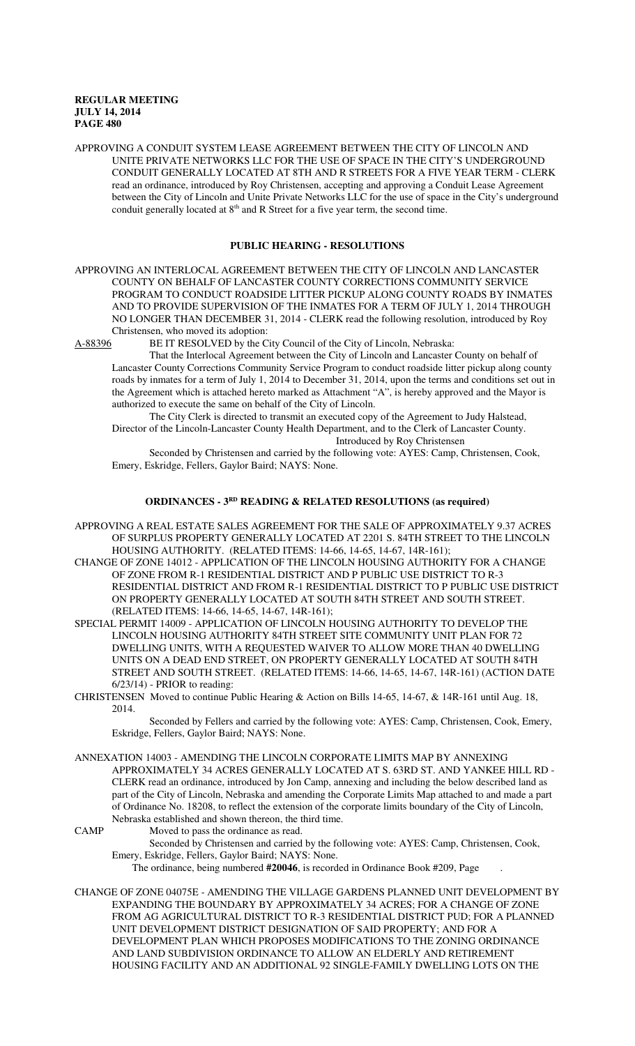APPROVING A CONDUIT SYSTEM LEASE AGREEMENT BETWEEN THE CITY OF LINCOLN AND UNITE PRIVATE NETWORKS LLC FOR THE USE OF SPACE IN THE CITY'S UNDERGROUND CONDUIT GENERALLY LOCATED AT 8TH AND R STREETS FOR A FIVE YEAR TERM - CLERK read an ordinance, introduced by Roy Christensen, accepting and approving a Conduit Lease Agreement between the City of Lincoln and Unite Private Networks LLC for the use of space in the City's underground conduit generally located at 8th and R Street for a five year term, the second time.

## PUBLIC HEARING - RESOLUTIONS

APPROVING AN INTERLOCAL AGREEMENT BETWEEN THE CITY OF LINCOLN AND LANCASTER COUNTY ON BEHALF OF LANCASTER COUNTY CORRECTIONS COMMUNITY SERVICE PROGRAM TO CONDUCT ROADSIDE LITTER PICKUP ALONG COUNTY ROADS BY INMATES AND TO PROVIDE SUPERVISION OF THE INMATES FOR A TERM OF JULY 1, 2014 THROUGH NO LONGER THAN DECEMBER 31, 2014 - CLERK read the following resolution, introduced by Roy Christensen, who moved its adoption:

A-88396 BE IT RESOLVED by the City Council of the City of Lincoln, Nebraska:

That the Interlocal Agreement between the City of Lincoln and Lancaster County on behalf of Lancaster County Corrections Community Service Program to conduct roadside litter pickup along county roads by inmates for a term of July 1, 2014 to December 31, 2014, upon the terms and conditions set out in the Agreement which is attached hereto marked as Attachment "A", is hereby approved and the Mayor is authorized to execute the same on behalf of the City of Lincoln.

The City Clerk is directed to transmit an executed copy of the Agreement to Judy Halstead, Director of the Lincoln-Lancaster County Health Department, and to the Clerk of Lancaster County.

Introduced by Roy Christensen

Seconded by Christensen and carried by the following vote: AYES: Camp, Christensen, Cook, Emery, Eskridge, Fellers, Gaylor Baird; NAYS: None.

## ORDINANCES - 3RD READING & RELATED RESOLUTIONS (as required)

APPROVING A REAL ESTATE SALES AGREEMENT FOR THE SALE OF APPROXIMATELY 9.37 ACRES OF SURPLUS PROPERTY GENERALLY LOCATED AT 2201 S. 84TH STREET TO THE LINCOLN HOUSING AUTHORITY. (RELATED ITEMS: 14-66, 14-65, 14-67, 14R-161);

CHANGE OF ZONE 14012 - APPLICATION OF THE LINCOLN HOUSING AUTHORITY FOR A CHANGE OF ZONE FROM R-1 RESIDENTIAL DISTRICT AND P PUBLIC USE DISTRICT TO R-3 RESIDENTIAL DISTRICT AND FROM R-1 RESIDENTIAL DISTRICT TO P PUBLIC USE DISTRICT ON PROPERTY GENERALLY LOCATED AT SOUTH 84TH STREET AND SOUTH STREET. (RELATED ITEMS: 14-66, 14-65, 14-67, 14R-161);

SPECIAL PERMIT 14009 - APPLICATION OF LINCOLN HOUSING AUTHORITY TO DEVELOP THE LINCOLN HOUSING AUTHORITY 84TH STREET SITE COMMUNITY UNIT PLAN FOR 72 DWELLING UNITS, WITH A REQUESTED WAIVER TO ALLOW MORE THAN 40 DWELLING UNITS ON A DEAD END STREET, ON PROPERTY GENERALLY LOCATED AT SOUTH 84TH STREET AND SOUTH STREET. (RELATED ITEMS: 14-66, 14-65, 14-67, 14R-161) (ACTION DATE 6/23/14) - PRIOR to reading:

CHRISTENSEN Moved to continue Public Hearing & Action on Bills 14-65, 14-67, & 14R-161 until Aug. 18, 2014.

Seconded by Fellers and carried by the following vote: AYES: Camp, Christensen, Cook, Emery, Eskridge, Fellers, Gaylor Baird; NAYS: None.

ANNEXATION 14003 - AMENDING THE LINCOLN CORPORATE LIMITS MAP BY ANNEXING APPROXIMATELY 34 ACRES GENERALLY LOCATED AT S. 63RD ST. AND YANKEE HILL RD - CLERK read an ordinance, introduced by Jon Camp, annexing and including the below described land as part of the City of Lincoln, Nebraska and amending the Corporate Limits Map attached to and made a part of Ordinance No. 18208, to reflect the extension of the corporate limits boundary of the City of Lincoln, Nebraska established and shown thereon, the third time.

CAMP Moved to pass the ordinance as read.

Seconded by Christensen and carried by the following vote: AYES: Camp, Christensen, Cook, Emery, Eskridge, Fellers, Gaylor Baird; NAYS: None.

The ordinance, being numbered **#20046**, is recorded in Ordinance Book #209, Page .

CHANGE OF ZONE 04075E - AMENDING THE VILLAGE GARDENS PLANNED UNIT DEVELOPMENT BY EXPANDING THE BOUNDARY BY APPROXIMATELY 34 ACRES; FOR A CHANGE OF ZONE FROM AG AGRICULTURAL DISTRICT TO R-3 RESIDENTIAL DISTRICT PUD; FOR A PLANNED UNIT DEVELOPMENT DISTRICT DESIGNATION OF SAID PROPERTY; AND FOR A DEVELOPMENT PLAN WHICH PROPOSES MODIFICATIONS TO THE ZONING ORDINANCE AND LAND SUBDIVISION ORDINANCE TO ALLOW AN ELDERLY AND RETIREMENT HOUSING FACILITY AND AN ADDITIONAL 92 SINGLE-FAMILY DWELLING LOTS ON THE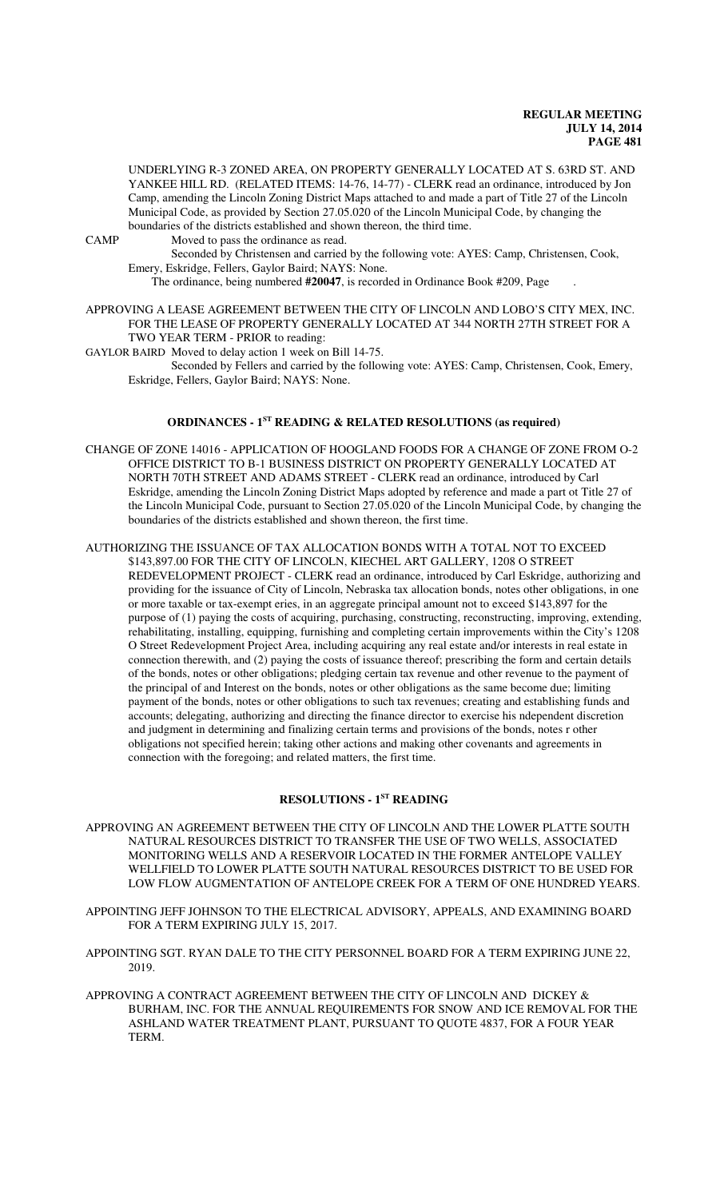UNDERLYING R-3 ZONED AREA, ON PROPERTY GENERALLY LOCATED AT S. 63RD ST. AND YANKEE HILL RD. (RELATED ITEMS: 14-76, 14-77) - CLERK read an ordinance, introduced by Jon Camp, amending the Lincoln Zoning District Maps attached to and made a part of Title 27 of the Lincoln Municipal Code, as provided by Section 27.05.020 of the Lincoln Municipal Code, by changing the boundaries of the districts established and shown thereon, the third time.

CAMP Moved to pass the ordinance as read.

Seconded by Christensen and carried by the following vote: AYES: Camp, Christensen, Cook, Emery, Eskridge, Fellers, Gaylor Baird; NAYS: None.

The ordinance, being numbered **#20047**, is recorded in Ordinance Book #209, Page .

APPROVING A LEASE AGREEMENT BETWEEN THE CITY OF LINCOLN AND LOBO'S CITY MEX, INC. FOR THE LEASE OF PROPERTY GENERALLY LOCATED AT 344 NORTH 27TH STREET FOR A TWO YEAR TERM - PRIOR to reading:

GAYLOR BAIRD Moved to delay action 1 week on Bill 14-75.

Seconded by Fellers and carried by the following vote: AYES: Camp, Christensen, Cook, Emery, Eskridge, Fellers, Gaylor Baird; NAYS: None.

## ORDINANCES - 1ST READING & RELATED RESOLUTIONS (as required)

CHANGE OF ZONE 14016 - APPLICATION OF HOOGLAND FOODS FOR A CHANGE OF ZONE FROM O-2 OFFICE DISTRICT TO B-1 BUSINESS DISTRICT ON PROPERTY GENERALLY LOCATED AT NORTH 70TH STREET AND ADAMS STREET - CLERK read an ordinance, introduced by Carl Eskridge, amending the Lincoln Zoning District Maps adopted by reference and made a part ot Title 27 of the Lincoln Municipal Code, pursuant to Section 27.05.020 of the Lincoln Municipal Code, by changing the boundaries of the districts established and shown thereon, the first time.

AUTHORIZING THE ISSUANCE OF TAX ALLOCATION BONDS WITH A TOTAL NOT TO EXCEED $143,897.00 FOR THE CITY OF LINCOLN, KIECHEL ART GALLERY, 1208 O STREET REDEVELOPMENT PROJECT - CLERK read an ordinance, introduced by Carl Eskridge, authorizing and providing for the issuance of City of Lincoln, Nebraska tax allocation bonds, notes other obligations, in one or more taxable or tax-exempt eries, in an aggregate principal amount not to exceed $143,897 for the purpose of (1) paying the costs of acquiring, purchasing, constructing, reconstructing, improving, extending, rehabilitating, installing, equipping, furnishing and completing certain improvements within the City's 1208 O Street Redevelopment Project Area, including acquiring any real estate and/or interests in real estate in connection therewith, and (2) paying the costs of issuance thereof; prescribing the form and certain details of the bonds, notes or other obligations; pledging certain tax revenue and other revenue to the payment of the principal of and Interest on the bonds, notes or other obligations as the same become due; limiting payment of the bonds, notes or other obligations to such tax revenues; creating and establishing funds and accounts; delegating, authorizing and directing the finance director to exercise his ndependent discretion and judgment in determining and finalizing certain terms and provisions of the bonds, notes r other obligations not specified herein; taking other actions and making other covenants and agreements in connection with the foregoing; and related matters, the first time.

## RESOLUTIONS - 1ST READING

APPROVING AN AGREEMENT BETWEEN THE CITY OF LINCOLN AND THE LOWER PLATTE SOUTH NATURAL RESOURCES DISTRICT TO TRANSFER THE USE OF TWO WELLS, ASSOCIATED MONITORING WELLS AND A RESERVOIR LOCATED IN THE FORMER ANTELOPE VALLEY WELLFIELD TO LOWER PLATTE SOUTH NATURAL RESOURCES DISTRICT TO BE USED FOR LOW FLOW AUGMENTATION OF ANTELOPE CREEK FOR A TERM OF ONE HUNDRED YEARS.

APPOINTING JEFF JOHNSON TO THE ELECTRICAL ADVISORY, APPEALS, AND EXAMINING BOARD FOR A TERM EXPIRING JULY 15, 2017.

APPOINTING SGT. RYAN DALE TO THE CITY PERSONNEL BOARD FOR A TERM EXPIRING JUNE 22, 2019.

APPROVING A CONTRACT AGREEMENT BETWEEN THE CITY OF LINCOLN AND DICKEY & BURHAM, INC. FOR THE ANNUAL REQUIREMENTS FOR SNOW AND ICE REMOVAL FOR THE ASHLAND WATER TREATMENT PLANT, PURSUANT TO QUOTE 4837, FOR A FOUR YEAR TERM.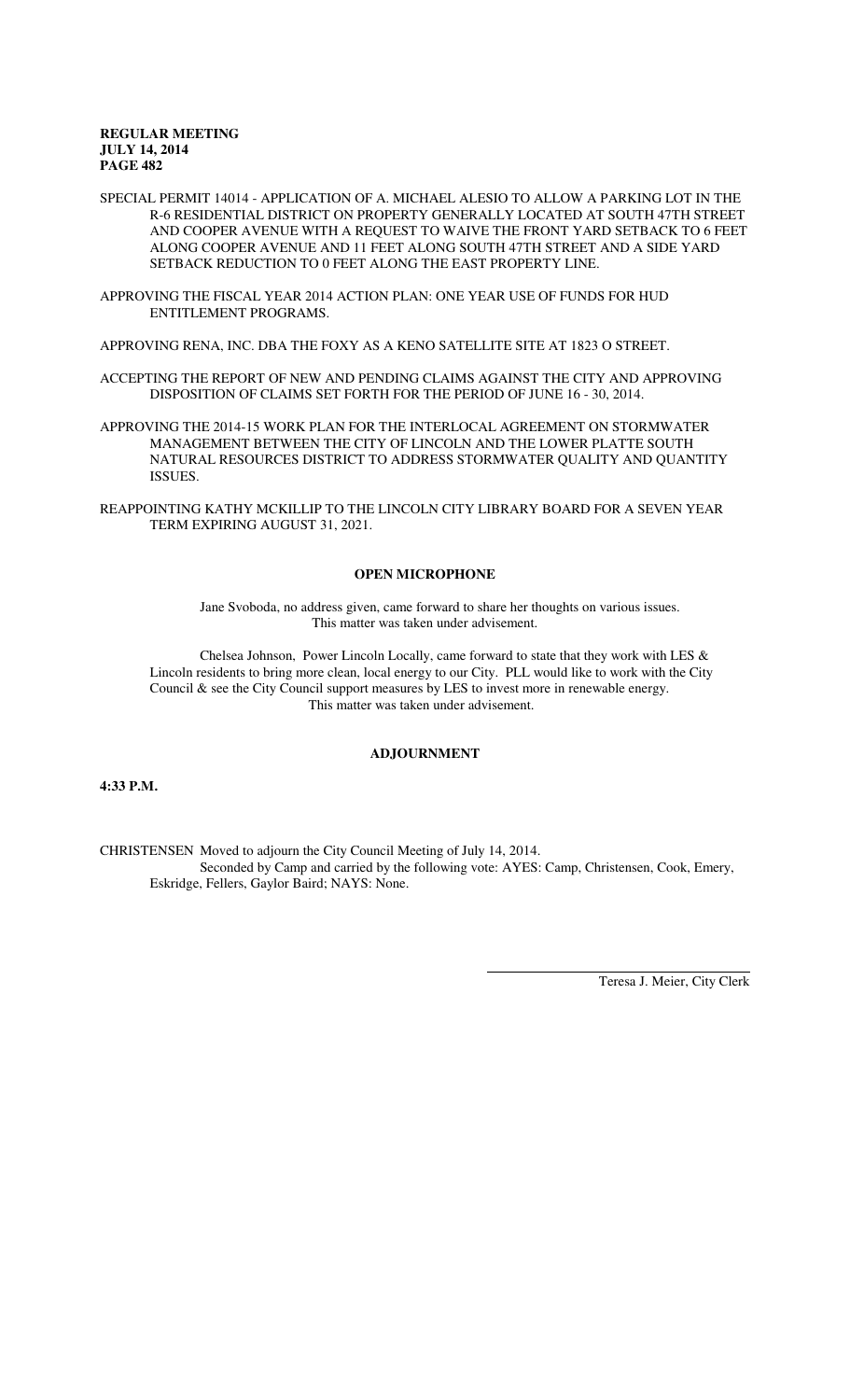SPECIAL PERMIT 14014 - APPLICATION OF A. MICHAEL ALESIO TO ALLOW A PARKING LOT IN THE R-6 RESIDENTIAL DISTRICT ON PROPERTY GENERALLY LOCATED AT SOUTH 47TH STREET AND COOPER AVENUE WITH A REQUEST TO WAIVE THE FRONT YARD SETBACK TO 6 FEET ALONG COOPER AVENUE AND 11 FEET ALONG SOUTH 47TH STREET AND A SIDE YARD SETBACK REDUCTION TO 0 FEET ALONG THE EAST PROPERTY LINE.

APPROVING THE FISCAL YEAR 2014 ACTION PLAN: ONE YEAR USE OF FUNDS FOR HUD ENTITLEMENT PROGRAMS.

APPROVING RENA, INC. DBA THE FOXY AS A KENO SATELLITE SITE AT 1823 O STREET.

ACCEPTING THE REPORT OF NEW AND PENDING CLAIMS AGAINST THE CITY AND APPROVING DISPOSITION OF CLAIMS SET FORTH FOR THE PERIOD OF JUNE 16 - 30, 2014.

APPROVING THE 2014-15 WORK PLAN FOR THE INTERLOCAL AGREEMENT ON STORMWATER MANAGEMENT BETWEEN THE CITY OF LINCOLN AND THE LOWER PLATTE SOUTH NATURAL RESOURCES DISTRICT TO ADDRESS STORMWATER QUALITY AND QUANTITY ISSUES.

REAPPOINTING KATHY MCKILLIP TO THE LINCOLN CITY LIBRARY BOARD FOR A SEVEN YEAR TERM EXPIRING AUGUST 31, 2021.

## OPEN MICROPHONE

Jane Svoboda, no address given, came forward to share her thoughts on various issues.
This matter was taken under advisement.

Chelsea Johnson, Power Lincoln Locally, came forward to state that they work with LES & Lincoln residents to bring more clean, local energy to our City. PLL would like to work with the City Council & see the City Council support measures by LES to invest more in renewable energy.
This matter was taken under advisement.

## ADJOURNMENT

**4:33 P.M.**

CHRISTENSEN Moved to adjourn the City Council Meeting of July 14, 2014.
Seconded by Camp and carried by the following vote: AYES: Camp, Christensen, Cook, Emery, Eskridge, Fellers, Gaylor Baird; NAYS: None.

Teresa J. Meier, City Clerk